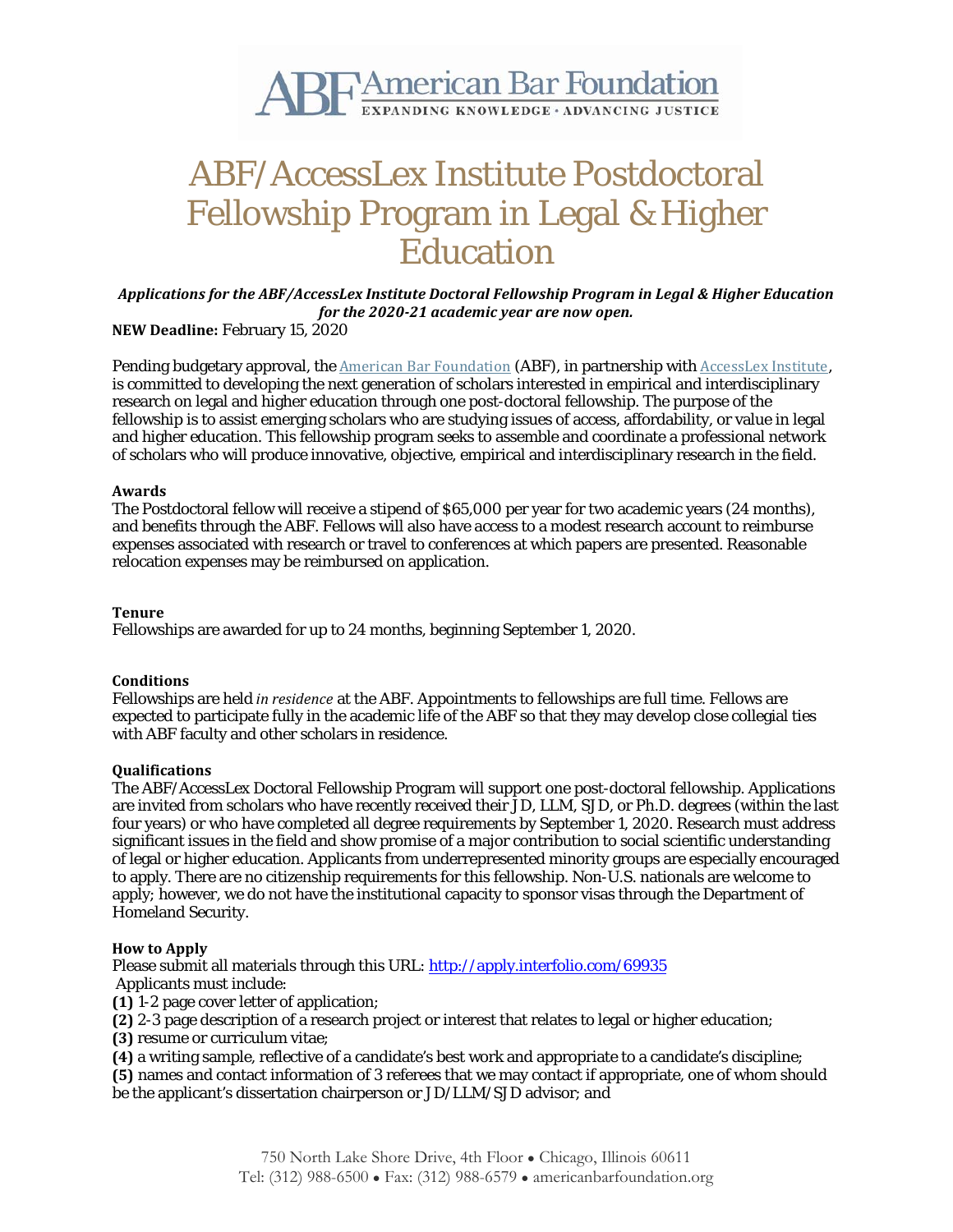# ABF/AccessLex Institute Postdoctoral Fellowship Program in Legal & Higher Education

***Applications for the ABF/AccessLex Institute Doctoral Fellowship Program in Legal & Higher Education for the 2020-21 academic year are now open.***

**NEW Deadline:** February 15, 2020

Pending budgetary approval, the American Bar Foundation (ABF), in partnership with AccessLex Institute, is committed to developing the next generation of scholars interested in empirical and interdisciplinary research on legal and higher education through one post-doctoral fellowship. The purpose of the fellowship is to assist emerging scholars who are studying issues of access, affordability, or value in legal and higher education. This fellowship program seeks to assemble and coordinate a professional network of scholars who will produce innovative, objective, empirical and interdisciplinary research in the field.

**Awards**

The Postdoctoral fellow will receive a stipend of $65,000 per year for two academic years (24 months), and benefits through the ABF. Fellows will also have access to a modest research account to reimburse expenses associated with research or travel to conferences at which papers are presented. Reasonable relocation expenses may be reimbursed on application.

**Tenure**

Fellowships are awarded for up to 24 months, beginning September 1, 2020.

**Conditions**

Fellowships are held *in residence* at the ABF. Appointments to fellowships are full time. Fellows are expected to participate fully in the academic life of the ABF so that they may develop close collegial ties with ABF faculty and other scholars in residence.

**Qualifications**

The ABF/AccessLex Doctoral Fellowship Program will support one post-doctoral fellowship. Applications are invited from scholars who have recently received their JD, LLM, SJD, or Ph.D. degrees (within the last four years) or who have completed all degree requirements by September 1, 2020. Research must address significant issues in the field and show promise of a major contribution to social scientific understanding of legal or higher education. Applicants from underrepresented minority groups are especially encouraged to apply. There are no citizenship requirements for this fellowship. Non-U.S. nationals are welcome to apply; however, we do not have the institutional capacity to sponsor visas through the Department of Homeland Security.

**How to Apply**

Please submit all materials through this URL: http://apply.interfolio.com/69935

Applicants must include:

**(1)** 1-2 page cover letter of application;

**(2)** 2-3 page description of a research project or interest that relates to legal or higher education;

**(3)** resume or curriculum vitae;

**(4)** a writing sample, reflective of a candidate's best work and appropriate to a candidate's discipline;

**(5)** names and contact information of 3 referees that we may contact if appropriate, one of whom should be the applicant's dissertation chairperson or JD/LLM/SJD advisor; and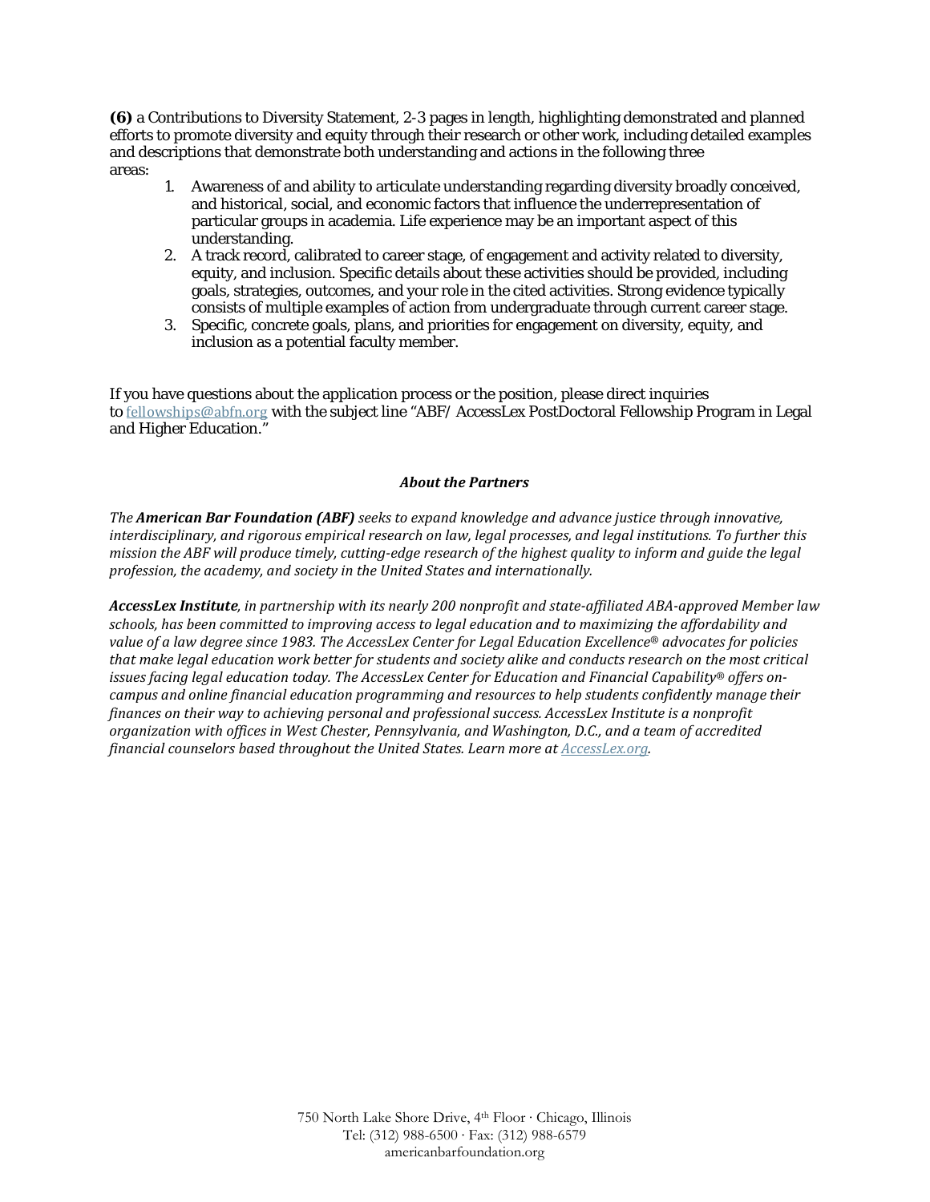**(6)** a Contributions to Diversity Statement, 2-3 pages in length, highlighting demonstrated and planned efforts to promote diversity and equity through their research or other work, including detailed examples and descriptions that demonstrate both understanding and actions in the following three areas:

1. Awareness of and ability to articulate understanding regarding diversity broadly conceived, and historical, social, and economic factors that influence the underrepresentation of particular groups in academia. Life experience may be an important aspect of this understanding.
2. A track record, calibrated to career stage, of engagement and activity related to diversity, equity, and inclusion. Specific details about these activities should be provided, including goals, strategies, outcomes, and your role in the cited activities. Strong evidence typically consists of multiple examples of action from undergraduate through current career stage.
3. Specific, concrete goals, plans, and priorities for engagement on diversity, equity, and inclusion as a potential faculty member.

If you have questions about the application process or the position, please direct inquiries to fellowships@abfn.org with the subject line "ABF/ AccessLex PostDoctoral Fellowship Program in Legal and Higher Education."

### *About the Partners*

*The **American Bar Foundation (ABF)** seeks to expand knowledge and advance justice through innovative, interdisciplinary, and rigorous empirical research on law, legal processes, and legal institutions. To further this mission the ABF will produce timely, cutting-edge research of the highest quality to inform and guide the legal profession, the academy, and society in the United States and internationally.*

***AccessLex Institute**, in partnership with its nearly 200 nonprofit and state-affiliated ABA-approved Member law schools, has been committed to improving access to legal education and to maximizing the affordability and value of a law degree since 1983. The AccessLex Center for Legal Education Excellence® advocates for policies that make legal education work better for students and society alike and conducts research on the most critical issues facing legal education today. The AccessLex Center for Education and Financial Capability® offers on-campus and online financial education programming and resources to help students confidently manage their finances on their way to achieving personal and professional success. AccessLex Institute is a nonprofit organization with offices in West Chester, Pennsylvania, and Washington, D.C., and a team of accredited financial counselors based throughout the United States. Learn more at AccessLex.org.*

750 North Lake Shore Drive, 4th Floor · Chicago, Illinois
Tel: (312) 988-6500 · Fax: (312) 988-6579
americanbarfoundation.org